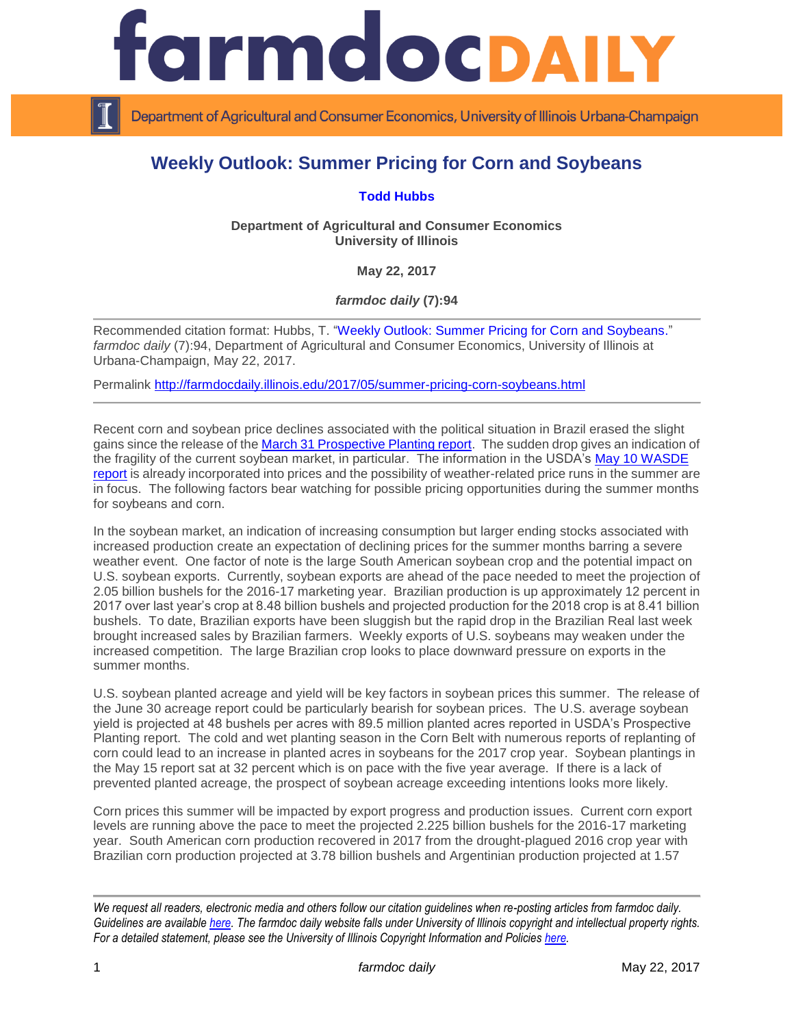# farmdoc DAILY

Department of Agricultural and Consumer Economics, University of Illinois Urbana-Champaign

## Weekly Outlook: Summer Pricing for Corn and Soybeans

**Todd Hubbs**

**Department of Agricultural and Consumer Economics**
**University of Illinois**

**May 22, 2017**

***farmdoc daily* (7):94**

Recommended citation format: Hubbs, T. "Weekly Outlook: Summer Pricing for Corn and Soybeans." *farmdoc daily* (7):94, Department of Agricultural and Consumer Economics, University of Illinois at Urbana-Champaign, May 22, 2017.

Permalink http://farmdocdaily.illinois.edu/2017/05/summer-pricing-corn-soybeans.html

---

Recent corn and soybean price declines associated with the political situation in Brazil erased the slight gains since the release of the March 31 Prospective Planting report. The sudden drop gives an indication of the fragility of the current soybean market, in particular. The information in the USDA's May 10 WASDE report is already incorporated into prices and the possibility of weather-related price runs in the summer are in focus. The following factors bear watching for possible pricing opportunities during the summer months for soybeans and corn.

In the soybean market, an indication of increasing consumption but larger ending stocks associated with increased production create an expectation of declining prices for the summer months barring a severe weather event. One factor of note is the large South American soybean crop and the potential impact on U.S. soybean exports. Currently, soybean exports are ahead of the pace needed to meet the projection of 2.05 billion bushels for the 2016-17 marketing year. Brazilian production is up approximately 12 percent in 2017 over last year's crop at 8.48 billion bushels and projected production for the 2018 crop is at 8.41 billion bushels. To date, Brazilian exports have been sluggish but the rapid drop in the Brazilian Real last week brought increased sales by Brazilian farmers. Weekly exports of U.S. soybeans may weaken under the increased competition. The large Brazilian crop looks to place downward pressure on exports in the summer months.

U.S. soybean planted acreage and yield will be key factors in soybean prices this summer. The release of the June 30 acreage report could be particularly bearish for soybean prices. The U.S. average soybean yield is projected at 48 bushels per acres with 89.5 million planted acres reported in USDA's Prospective Planting report. The cold and wet planting season in the Corn Belt with numerous reports of replanting of corn could lead to an increase in planted acres in soybeans for the 2017 crop year. Soybean plantings in the May 15 report sat at 32 percent which is on pace with the five year average. If there is a lack of prevented planted acreage, the prospect of soybean acreage exceeding intentions looks more likely.

Corn prices this summer will be impacted by export progress and production issues. Current corn export levels are running above the pace to meet the projected 2.225 billion bushels for the 2016-17 marketing year. South American corn production recovered in 2017 from the drought-plagued 2016 crop year with Brazilian corn production projected at 3.78 billion bushels and Argentinian production projected at 1.57

---

*We request all readers, electronic media and others follow our citation guidelines when re-posting articles from farmdoc daily. Guidelines are available here. The farmdoc daily website falls under University of Illinois copyright and intellectual property rights. For a detailed statement, please see the University of Illinois Copyright Information and Policies here.*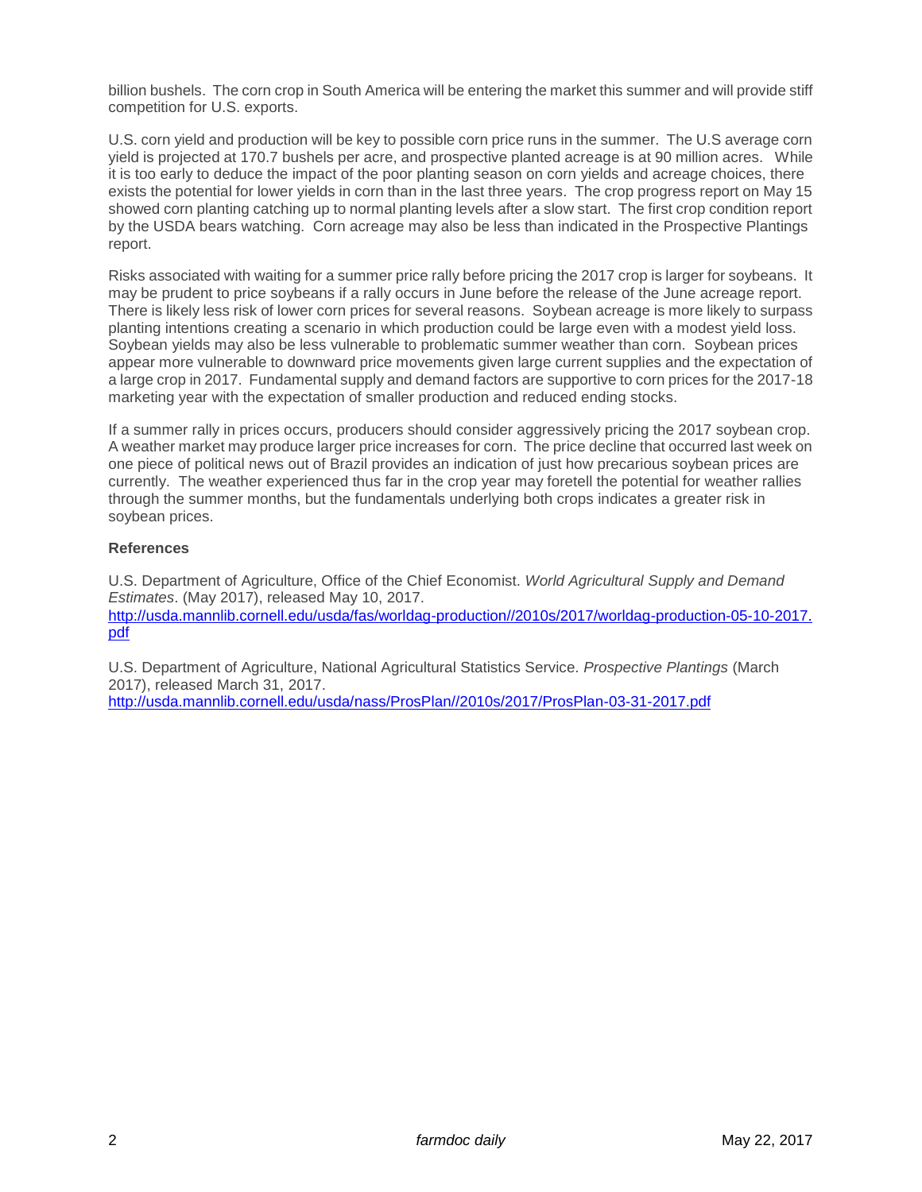billion bushels. The corn crop in South America will be entering the market this summer and will provide stiff competition for U.S. exports.

U.S. corn yield and production will be key to possible corn price runs in the summer. The U.S average corn yield is projected at 170.7 bushels per acre, and prospective planted acreage is at 90 million acres. While it is too early to deduce the impact of the poor planting season on corn yields and acreage choices, there exists the potential for lower yields in corn than in the last three years. The crop progress report on May 15 showed corn planting catching up to normal planting levels after a slow start. The first crop condition report by the USDA bears watching. Corn acreage may also be less than indicated in the Prospective Plantings report.

Risks associated with waiting for a summer price rally before pricing the 2017 crop is larger for soybeans. It may be prudent to price soybeans if a rally occurs in June before the release of the June acreage report. There is likely less risk of lower corn prices for several reasons. Soybean acreage is more likely to surpass planting intentions creating a scenario in which production could be large even with a modest yield loss. Soybean yields may also be less vulnerable to problematic summer weather than corn. Soybean prices appear more vulnerable to downward price movements given large current supplies and the expectation of a large crop in 2017. Fundamental supply and demand factors are supportive to corn prices for the 2017-18 marketing year with the expectation of smaller production and reduced ending stocks.

If a summer rally in prices occurs, producers should consider aggressively pricing the 2017 soybean crop. A weather market may produce larger price increases for corn. The price decline that occurred last week on one piece of political news out of Brazil provides an indication of just how precarious soybean prices are currently. The weather experienced thus far in the crop year may foretell the potential for weather rallies through the summer months, but the fundamentals underlying both crops indicates a greater risk in soybean prices.

**References**

U.S. Department of Agriculture, Office of the Chief Economist. *World Agricultural Supply and Demand Estimates*. (May 2017), released May 10, 2017. http://usda.mannlib.cornell.edu/usda/fas/worldag-production//2010s/2017/worldag-production-05-10-2017.pdf

U.S. Department of Agriculture, National Agricultural Statistics Service. *Prospective Plantings* (March 2017), released March 31, 2017. http://usda.mannlib.cornell.edu/usda/nass/ProsPlan//2010s/2017/ProsPlan-03-31-2017.pdf